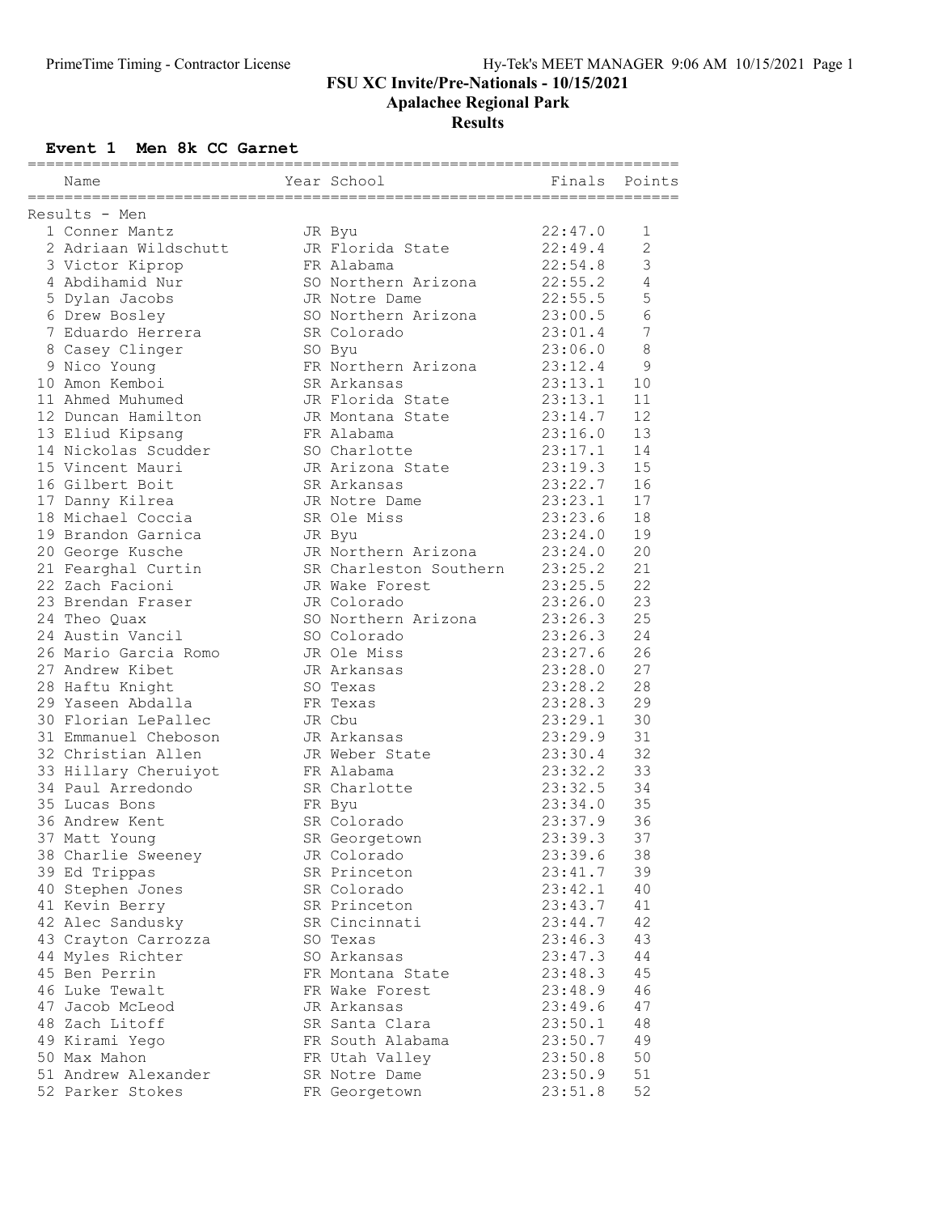# FSU XC Invite/Pre-Nationals - 10/15/2021

## Apalachee Regional Park

## Results

### Event 1 Men 8k CC Garnet

Results - Men

| Place | Name | Year | School | Finals | Points |
|---|---|---|---|---|---|
| 1 | Conner Mantz | JR | Byu | 22:47.0 | 1 |
| 2 | Adriaan Wildschutt | JR | Florida State | 22:49.4 | 2 |
| 3 | Victor Kiprop | FR | Alabama | 22:54.8 | 3 |
| 4 | Abdihamid Nur | SO | Northern Arizona | 22:55.2 | 4 |
| 5 | Dylan Jacobs | JR | Notre Dame | 22:55.5 | 5 |
| 6 | Drew Bosley | SO | Northern Arizona | 23:00.5 | 6 |
| 7 | Eduardo Herrera | SR | Colorado | 23:01.4 | 7 |
| 8 | Casey Clinger | SO | Byu | 23:06.0 | 8 |
| 9 | Nico Young | FR | Northern Arizona | 23:12.4 | 9 |
| 10 | Amon Kemboi | SR | Arkansas | 23:13.1 | 10 |
| 11 | Ahmed Muhumed | JR | Florida State | 23:13.1 | 11 |
| 12 | Duncan Hamilton | JR | Montana State | 23:14.7 | 12 |
| 13 | Eliud Kipsang | FR | Alabama | 23:16.0 | 13 |
| 14 | Nickolas Scudder | SO | Charlotte | 23:17.1 | 14 |
| 15 | Vincent Mauri | JR | Arizona State | 23:19.3 | 15 |
| 16 | Gilbert Boit | SR | Arkansas | 23:22.7 | 16 |
| 17 | Danny Kilrea | JR | Notre Dame | 23:23.1 | 17 |
| 18 | Michael Coccia | SR | Ole Miss | 23:23.6 | 18 |
| 19 | Brandon Garnica | JR | Byu | 23:24.0 | 19 |
| 20 | George Kusche | JR | Northern Arizona | 23:24.0 | 20 |
| 21 | Fearghal Curtin | SR | Charleston Southern | 23:25.2 | 21 |
| 22 | Zach Facioni | JR | Wake Forest | 23:25.5 | 22 |
| 23 | Brendan Fraser | JR | Colorado | 23:26.0 | 23 |
| 24 | Theo Quax | SO | Northern Arizona | 23:26.3 | 25 |
| 24 | Austin Vancil | SO | Colorado | 23:26.3 | 24 |
| 26 | Mario Garcia Romo | JR | Ole Miss | 23:27.6 | 26 |
| 27 | Andrew Kibet | JR | Arkansas | 23:28.0 | 27 |
| 28 | Haftu Knight | SO | Texas | 23:28.2 | 28 |
| 29 | Yaseen Abdalla | FR | Texas | 23:28.3 | 29 |
| 30 | Florian LePallec | JR | Cbu | 23:29.1 | 30 |
| 31 | Emmanuel Cheboson | JR | Arkansas | 23:29.9 | 31 |
| 32 | Christian Allen | JR | Weber State | 23:30.4 | 32 |
| 33 | Hillary Cheruiyot | FR | Alabama | 23:32.2 | 33 |
| 34 | Paul Arredondo | SR | Charlotte | 23:32.5 | 34 |
| 35 | Lucas Bons | FR | Byu | 23:34.0 | 35 |
| 36 | Andrew Kent | SR | Colorado | 23:37.9 | 36 |
| 37 | Matt Young | SR | Georgetown | 23:39.3 | 37 |
| 38 | Charlie Sweeney | JR | Colorado | 23:39.6 | 38 |
| 39 | Ed Trippas | SR | Princeton | 23:41.7 | 39 |
| 40 | Stephen Jones | SR | Colorado | 23:42.1 | 40 |
| 41 | Kevin Berry | SR | Princeton | 23:43.7 | 41 |
| 42 | Alec Sandusky | SR | Cincinnati | 23:44.7 | 42 |
| 43 | Crayton Carrozza | SO | Texas | 23:46.3 | 43 |
| 44 | Myles Richter | SO | Arkansas | 23:47.3 | 44 |
| 45 | Ben Perrin | FR | Montana State | 23:48.3 | 45 |
| 46 | Luke Tewalt | FR | Wake Forest | 23:48.9 | 46 |
| 47 | Jacob McLeod | JR | Arkansas | 23:49.6 | 47 |
| 48 | Zach Litoff | SR | Santa Clara | 23:50.1 | 48 |
| 49 | Kirami Yego | FR | South Alabama | 23:50.7 | 49 |
| 50 | Max Mahon | FR | Utah Valley | 23:50.8 | 50 |
| 51 | Andrew Alexander | SR | Notre Dame | 23:50.9 | 51 |
| 52 | Parker Stokes | FR | Georgetown | 23:51.8 | 52 |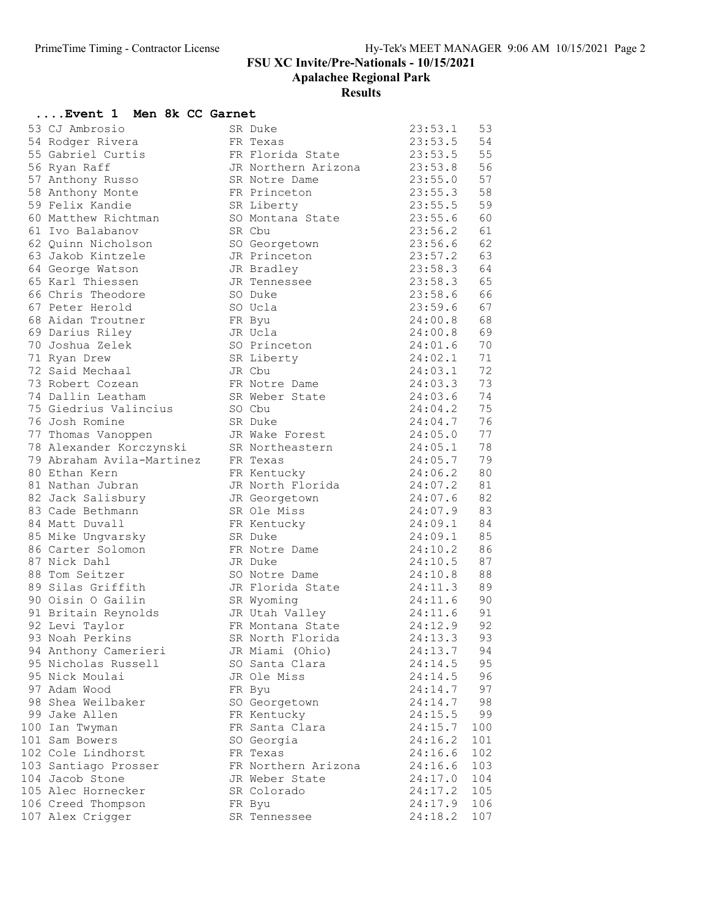# FSU XC Invite/Pre-Nationals - 10/15/2021

## Apalachee Regional Park

## Results

### ....Event 1 Men 8k CC Garnet

| Place | Name | Year | School | Time | Points |
|---|---|---|---|---|---|
| 53 | CJ Ambrosio | SR | Duke | 23:53.1 | 53 |
| 54 | Rodger Rivera | FR | Texas | 23:53.5 | 54 |
| 55 | Gabriel Curtis | FR | Florida State | 23:53.5 | 55 |
| 56 | Ryan Raff | JR | Northern Arizona | 23:53.8 | 56 |
| 57 | Anthony Russo | SR | Notre Dame | 23:55.0 | 57 |
| 58 | Anthony Monte | FR | Princeton | 23:55.3 | 58 |
| 59 | Felix Kandie | SR | Liberty | 23:55.5 | 59 |
| 60 | Matthew Richtman | SO | Montana State | 23:55.6 | 60 |
| 61 | Ivo Balabanov | SR | Cbu | 23:56.2 | 61 |
| 62 | Quinn Nicholson | SO | Georgetown | 23:56.6 | 62 |
| 63 | Jakob Kintzele | JR | Princeton | 23:57.2 | 63 |
| 64 | George Watson | JR | Bradley | 23:58.3 | 64 |
| 65 | Karl Thiessen | JR | Tennessee | 23:58.3 | 65 |
| 66 | Chris Theodore | SO | Duke | 23:58.6 | 66 |
| 67 | Peter Herold | SO | Ucla | 23:59.6 | 67 |
| 68 | Aidan Troutner | FR | Byu | 24:00.8 | 68 |
| 69 | Darius Riley | JR | Ucla | 24:00.8 | 69 |
| 70 | Joshua Zelek | SO | Princeton | 24:01.6 | 70 |
| 71 | Ryan Drew | SR | Liberty | 24:02.1 | 71 |
| 72 | Said Mechaal | JR | Cbu | 24:03.1 | 72 |
| 73 | Robert Cozean | FR | Notre Dame | 24:03.3 | 73 |
| 74 | Dallin Leatham | SR | Weber State | 24:03.6 | 74 |
| 75 | Giedrius Valincius | SO | Cbu | 24:04.2 | 75 |
| 76 | Josh Romine | SR | Duke | 24:04.7 | 76 |
| 77 | Thomas Vanoppen | JR | Wake Forest | 24:05.0 | 77 |
| 78 | Alexander Korczynski | SR | Northeastern | 24:05.1 | 78 |
| 79 | Abraham Avila-Martinez | FR | Texas | 24:05.7 | 79 |
| 80 | Ethan Kern | FR | Kentucky | 24:06.2 | 80 |
| 81 | Nathan Jubran | JR | North Florida | 24:07.2 | 81 |
| 82 | Jack Salisbury | JR | Georgetown | 24:07.6 | 82 |
| 83 | Cade Bethmann | SR | Ole Miss | 24:07.9 | 83 |
| 84 | Matt Duvall | FR | Kentucky | 24:09.1 | 84 |
| 85 | Mike Ungvarsky | SR | Duke | 24:09.1 | 85 |
| 86 | Carter Solomon | FR | Notre Dame | 24:10.2 | 86 |
| 87 | Nick Dahl | JR | Duke | 24:10.5 | 87 |
| 88 | Tom Seitzer | SO | Notre Dame | 24:10.8 | 88 |
| 89 | Silas Griffith | JR | Florida State | 24:11.3 | 89 |
| 90 | Oisin O Gailin | SR | Wyoming | 24:11.6 | 90 |
| 91 | Britain Reynolds | JR | Utah Valley | 24:11.6 | 91 |
| 92 | Levi Taylor | FR | Montana State | 24:12.9 | 92 |
| 93 | Noah Perkins | SR | North Florida | 24:13.3 | 93 |
| 94 | Anthony Camerieri | JR | Miami (Ohio) | 24:13.7 | 94 |
| 95 | Nicholas Russell | SO | Santa Clara | 24:14.5 | 95 |
| 95 | Nick Moulai | JR | Ole Miss | 24:14.5 | 96 |
| 97 | Adam Wood | FR | Byu | 24:14.7 | 97 |
| 98 | Shea Weilbaker | SO | Georgetown | 24:14.7 | 98 |
| 99 | Jake Allen | FR | Kentucky | 24:15.5 | 99 |
| 100 | Ian Twyman | FR | Santa Clara | 24:15.7 | 100 |
| 101 | Sam Bowers | SO | Georgia | 24:16.2 | 101 |
| 102 | Cole Lindhorst | FR | Texas | 24:16.6 | 102 |
| 103 | Santiago Prosser | FR | Northern Arizona | 24:16.6 | 103 |
| 104 | Jacob Stone | JR | Weber State | 24:17.0 | 104 |
| 105 | Alec Hornecker | SR | Colorado | 24:17.2 | 105 |
| 106 | Creed Thompson | FR | Byu | 24:17.9 | 106 |
| 107 | Alex Crigger | SR | Tennessee | 24:18.2 | 107 |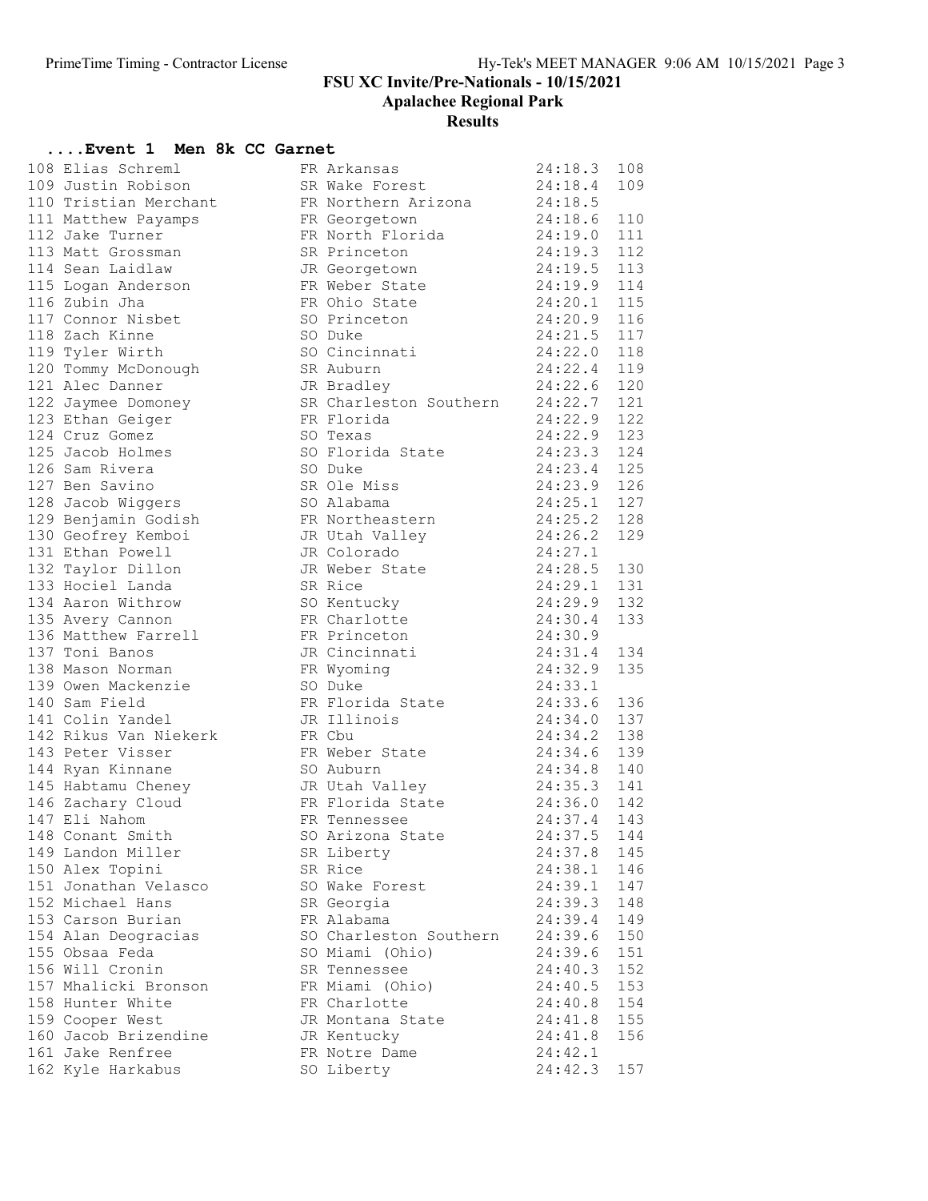# FSU XC Invite/Pre-Nationals - 10/15/2021

## Apalachee Regional Park

### Results

#### ....Event 1 Men 8k CC Garnet

| Place | Name | Yr | Team | Time | Points |
|---|---|---|---|---|---|
| 108 | Elias Schreml | FR | Arkansas | 24:18.3 | 108 |
| 109 | Justin Robison | SR | Wake Forest | 24:18.4 | 109 |
| 110 | Tristian Merchant | FR | Northern Arizona | 24:18.5 | |
| 111 | Matthew Payamps | FR | Georgetown | 24:18.6 | 110 |
| 112 | Jake Turner | FR | North Florida | 24:19.0 | 111 |
| 113 | Matt Grossman | SR | Princeton | 24:19.3 | 112 |
| 114 | Sean Laidlaw | JR | Georgetown | 24:19.5 | 113 |
| 115 | Logan Anderson | FR | Weber State | 24:19.9 | 114 |
| 116 | Zubin Jha | FR | Ohio State | 24:20.1 | 115 |
| 117 | Connor Nisbet | SO | Princeton | 24:20.9 | 116 |
| 118 | Zach Kinne | SO | Duke | 24:21.5 | 117 |
| 119 | Tyler Wirth | SO | Cincinnati | 24:22.0 | 118 |
| 120 | Tommy McDonough | SR | Auburn | 24:22.4 | 119 |
| 121 | Alec Danner | JR | Bradley | 24:22.6 | 120 |
| 122 | Jaymee Domoney | SR | Charleston Southern | 24:22.7 | 121 |
| 123 | Ethan Geiger | FR | Florida | 24:22.9 | 122 |
| 124 | Cruz Gomez | SO | Texas | 24:22.9 | 123 |
| 125 | Jacob Holmes | SO | Florida State | 24:23.3 | 124 |
| 126 | Sam Rivera | SO | Duke | 24:23.4 | 125 |
| 127 | Ben Savino | SR | Ole Miss | 24:23.9 | 126 |
| 128 | Jacob Wiggers | SO | Alabama | 24:25.1 | 127 |
| 129 | Benjamin Godish | FR | Northeastern | 24:25.2 | 128 |
| 130 | Geofrey Kemboi | JR | Utah Valley | 24:26.2 | 129 |
| 131 | Ethan Powell | JR | Colorado | 24:27.1 | |
| 132 | Taylor Dillon | JR | Weber State | 24:28.5 | 130 |
| 133 | Hociel Landa | SR | Rice | 24:29.1 | 131 |
| 134 | Aaron Withrow | SO | Kentucky | 24:29.9 | 132 |
| 135 | Avery Cannon | FR | Charlotte | 24:30.4 | 133 |
| 136 | Matthew Farrell | FR | Princeton | 24:30.9 | |
| 137 | Toni Banos | JR | Cincinnati | 24:31.4 | 134 |
| 138 | Mason Norman | FR | Wyoming | 24:32.9 | 135 |
| 139 | Owen Mackenzie | SO | Duke | 24:33.1 | |
| 140 | Sam Field | FR | Florida State | 24:33.6 | 136 |
| 141 | Colin Yandel | JR | Illinois | 24:34.0 | 137 |
| 142 | Rikus Van Niekerk | FR | Cbu | 24:34.2 | 138 |
| 143 | Peter Visser | FR | Weber State | 24:34.6 | 139 |
| 144 | Ryan Kinnane | SO | Auburn | 24:34.8 | 140 |
| 145 | Habtamu Cheney | JR | Utah Valley | 24:35.3 | 141 |
| 146 | Zachary Cloud | FR | Florida State | 24:36.0 | 142 |
| 147 | Eli Nahom | FR | Tennessee | 24:37.4 | 143 |
| 148 | Conant Smith | SO | Arizona State | 24:37.5 | 144 |
| 149 | Landon Miller | SR | Liberty | 24:37.8 | 145 |
| 150 | Alex Topini | SR | Rice | 24:38.1 | 146 |
| 151 | Jonathan Velasco | SO | Wake Forest | 24:39.1 | 147 |
| 152 | Michael Hans | SR | Georgia | 24:39.3 | 148 |
| 153 | Carson Burian | FR | Alabama | 24:39.4 | 149 |
| 154 | Alan Deogracias | SO | Charleston Southern | 24:39.6 | 150 |
| 155 | Obsaa Feda | SO | Miami (Ohio) | 24:39.6 | 151 |
| 156 | Will Cronin | SR | Tennessee | 24:40.3 | 152 |
| 157 | Mhalicki Bronson | FR | Miami (Ohio) | 24:40.5 | 153 |
| 158 | Hunter White | FR | Charlotte | 24:40.8 | 154 |
| 159 | Cooper West | JR | Montana State | 24:41.8 | 155 |
| 160 | Jacob Brizendine | JR | Kentucky | 24:41.8 | 156 |
| 161 | Jake Renfree | FR | Notre Dame | 24:42.1 | |
| 162 | Kyle Harkabus | SO | Liberty | 24:42.3 | 157 |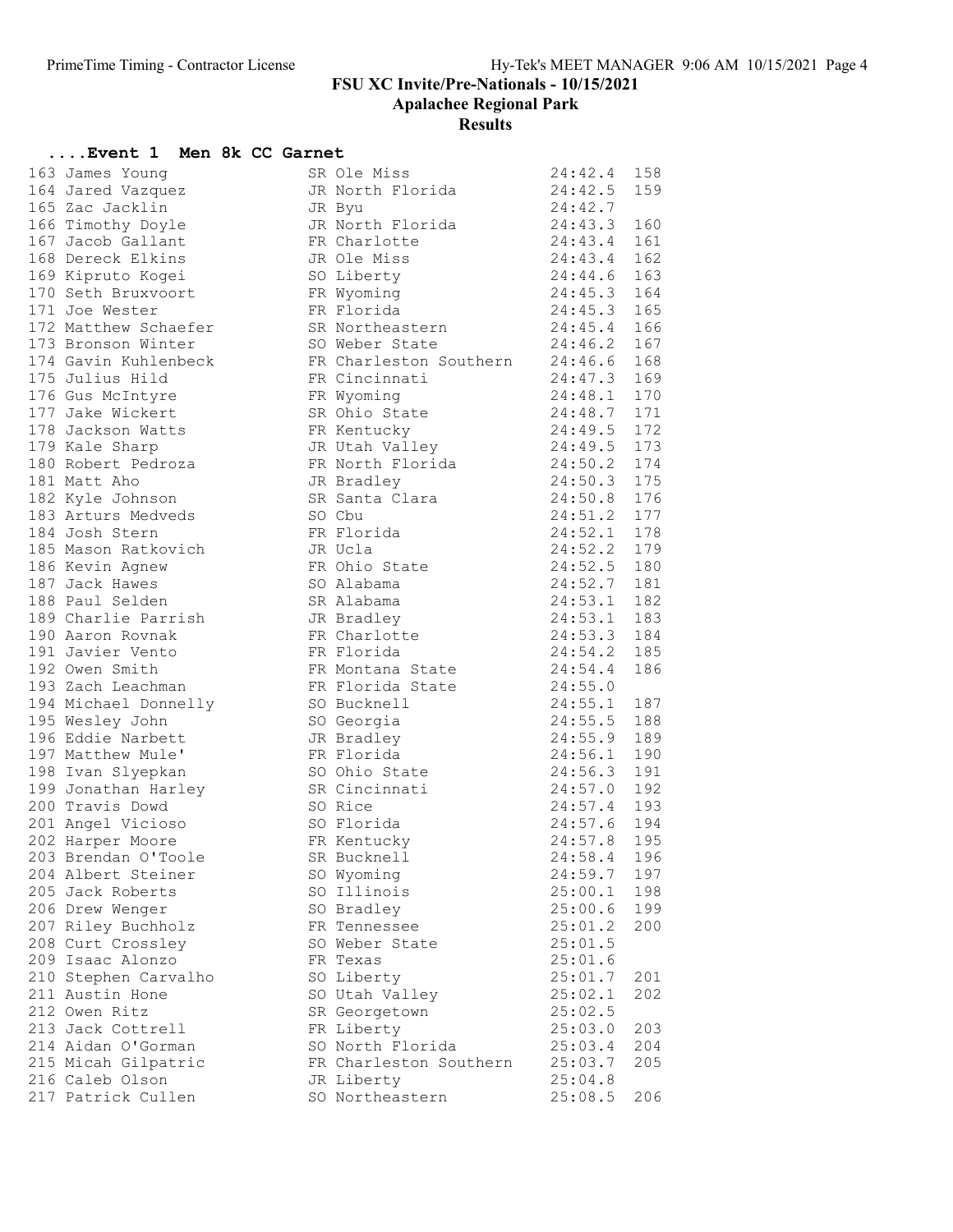# FSU XC Invite/Pre-Nationals - 10/15/2021

## Apalachee Regional Park

## Results

### ....Event 1 Men 8k CC Garnet

| Place | Name | Year | School | Time | Points |
|---|---|---|---|---|---|
| 163 | James Young | SR | Ole Miss | 24:42.4 | 158 |
| 164 | Jared Vazquez | JR | North Florida | 24:42.5 | 159 |
| 165 | Zac Jacklin | JR | Byu | 24:42.7 | |
| 166 | Timothy Doyle | JR | North Florida | 24:43.3 | 160 |
| 167 | Jacob Gallant | FR | Charlotte | 24:43.4 | 161 |
| 168 | Dereck Elkins | JR | Ole Miss | 24:43.4 | 162 |
| 169 | Kipruto Kogei | SO | Liberty | 24:44.6 | 163 |
| 170 | Seth Bruxvoort | FR | Wyoming | 24:45.3 | 164 |
| 171 | Joe Wester | FR | Florida | 24:45.3 | 165 |
| 172 | Matthew Schaefer | SR | Northeastern | 24:45.4 | 166 |
| 173 | Bronson Winter | SO | Weber State | 24:46.2 | 167 |
| 174 | Gavin Kuhlenbeck | FR | Charleston Southern | 24:46.6 | 168 |
| 175 | Julius Hild | FR | Cincinnati | 24:47.3 | 169 |
| 176 | Gus McIntyre | FR | Wyoming | 24:48.1 | 170 |
| 177 | Jake Wickert | SR | Ohio State | 24:48.7 | 171 |
| 178 | Jackson Watts | FR | Kentucky | 24:49.5 | 172 |
| 179 | Kale Sharp | JR | Utah Valley | 24:49.5 | 173 |
| 180 | Robert Pedroza | FR | North Florida | 24:50.2 | 174 |
| 181 | Matt Aho | JR | Bradley | 24:50.3 | 175 |
| 182 | Kyle Johnson | SR | Santa Clara | 24:50.8 | 176 |
| 183 | Arturs Medveds | SO | Cbu | 24:51.2 | 177 |
| 184 | Josh Stern | FR | Florida | 24:52.1 | 178 |
| 185 | Mason Ratkovich | JR | Ucla | 24:52.2 | 179 |
| 186 | Kevin Agnew | FR | Ohio State | 24:52.5 | 180 |
| 187 | Jack Hawes | SO | Alabama | 24:52.7 | 181 |
| 188 | Paul Selden | SR | Alabama | 24:53.1 | 182 |
| 189 | Charlie Parrish | JR | Bradley | 24:53.1 | 183 |
| 190 | Aaron Rovnak | FR | Charlotte | 24:53.3 | 184 |
| 191 | Javier Vento | FR | Florida | 24:54.2 | 185 |
| 192 | Owen Smith | FR | Montana State | 24:54.4 | 186 |
| 193 | Zach Leachman | FR | Florida State | 24:55.0 | |
| 194 | Michael Donnelly | SO | Bucknell | 24:55.1 | 187 |
| 195 | Wesley John | SO | Georgia | 24:55.5 | 188 |
| 196 | Eddie Narbett | JR | Bradley | 24:55.9 | 189 |
| 197 | Matthew Mule' | FR | Florida | 24:56.1 | 190 |
| 198 | Ivan Slyepkan | SO | Ohio State | 24:56.3 | 191 |
| 199 | Jonathan Harley | SR | Cincinnati | 24:57.0 | 192 |
| 200 | Travis Dowd | SO | Rice | 24:57.4 | 193 |
| 201 | Angel Vicioso | SO | Florida | 24:57.6 | 194 |
| 202 | Harper Moore | FR | Kentucky | 24:57.8 | 195 |
| 203 | Brendan O'Toole | SR | Bucknell | 24:58.4 | 196 |
| 204 | Albert Steiner | SO | Wyoming | 24:59.7 | 197 |
| 205 | Jack Roberts | SO | Illinois | 25:00.1 | 198 |
| 206 | Drew Wenger | SO | Bradley | 25:00.6 | 199 |
| 207 | Riley Buchholz | FR | Tennessee | 25:01.2 | 200 |
| 208 | Curt Crossley | SO | Weber State | 25:01.5 | |
| 209 | Isaac Alonzo | FR | Texas | 25:01.6 | |
| 210 | Stephen Carvalho | SO | Liberty | 25:01.7 | 201 |
| 211 | Austin Hone | SO | Utah Valley | 25:02.1 | 202 |
| 212 | Owen Ritz | SR | Georgetown | 25:02.5 | |
| 213 | Jack Cottrell | FR | Liberty | 25:03.0 | 203 |
| 214 | Aidan O'Gorman | SO | North Florida | 25:03.4 | 204 |
| 215 | Micah Gilpatric | FR | Charleston Southern | 25:03.7 | 205 |
| 216 | Caleb Olson | JR | Liberty | 25:04.8 | |
| 217 | Patrick Cullen | SO | Northeastern | 25:08.5 | 206 |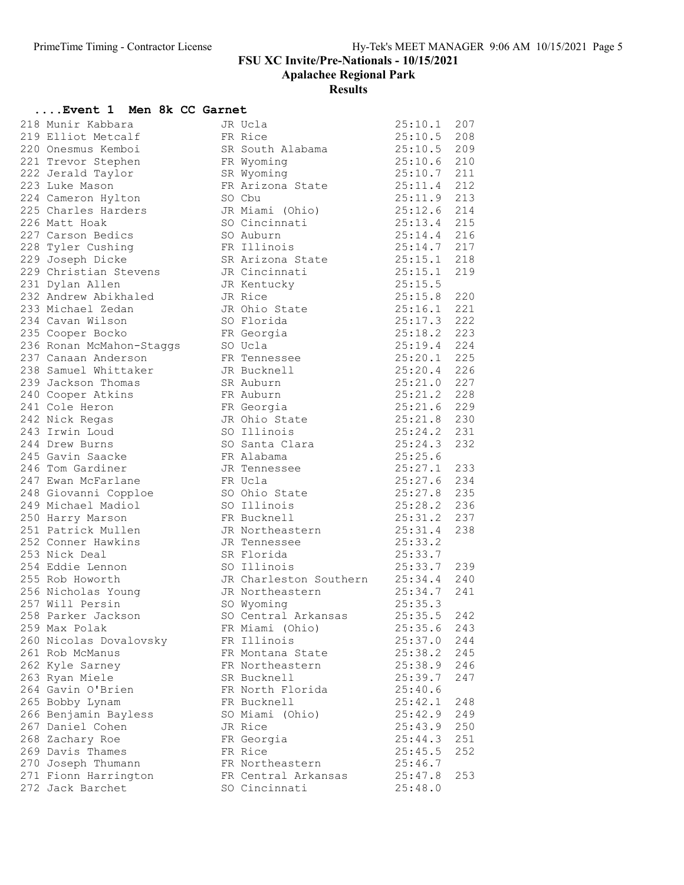# FSU XC Invite/Pre-Nationals - 10/15/2021

## Apalachee Regional Park

## Results

### ....Event 1 Men 8k CC Garnet

| Place | Name | Yr | School | Time | Points |
|---|---|---|---|---|---|
| 218 | Munir Kabbara | JR | Ucla | 25:10.1 | 207 |
| 219 | Elliot Metcalf | FR | Rice | 25:10.5 | 208 |
| 220 | Onesmus Kemboi | SR | South Alabama | 25:10.5 | 209 |
| 221 | Trevor Stephen | FR | Wyoming | 25:10.6 | 210 |
| 222 | Jerald Taylor | SR | Wyoming | 25:10.7 | 211 |
| 223 | Luke Mason | FR | Arizona State | 25:11.4 | 212 |
| 224 | Cameron Hylton | SO | Cbu | 25:11.9 | 213 |
| 225 | Charles Harders | JR | Miami (Ohio) | 25:12.6 | 214 |
| 226 | Matt Hoak | SO | Cincinnati | 25:13.4 | 215 |
| 227 | Carson Bedics | SO | Auburn | 25:14.4 | 216 |
| 228 | Tyler Cushing | FR | Illinois | 25:14.7 | 217 |
| 229 | Joseph Dicke | SR | Arizona State | 25:15.1 | 218 |
| 229 | Christian Stevens | JR | Cincinnati | 25:15.1 | 219 |
| 231 | Dylan Allen | JR | Kentucky | 25:15.5 | |
| 232 | Andrew Abikhaled | JR | Rice | 25:15.8 | 220 |
| 233 | Michael Zedan | JR | Ohio State | 25:16.1 | 221 |
| 234 | Cavan Wilson | SO | Florida | 25:17.3 | 222 |
| 235 | Cooper Bocko | FR | Georgia | 25:18.2 | 223 |
| 236 | Ronan McMahon-Staggs | SO | Ucla | 25:19.4 | 224 |
| 237 | Canaan Anderson | FR | Tennessee | 25:20.1 | 225 |
| 238 | Samuel Whittaker | JR | Bucknell | 25:20.4 | 226 |
| 239 | Jackson Thomas | SR | Auburn | 25:21.0 | 227 |
| 240 | Cooper Atkins | FR | Auburn | 25:21.2 | 228 |
| 241 | Cole Heron | FR | Georgia | 25:21.6 | 229 |
| 242 | Nick Regas | JR | Ohio State | 25:21.8 | 230 |
| 243 | Irwin Loud | SO | Illinois | 25:24.2 | 231 |
| 244 | Drew Burns | SO | Santa Clara | 25:24.3 | 232 |
| 245 | Gavin Saacke | FR | Alabama | 25:25.6 | |
| 246 | Tom Gardiner | JR | Tennessee | 25:27.1 | 233 |
| 247 | Ewan McFarlane | FR | Ucla | 25:27.6 | 234 |
| 248 | Giovanni Copploe | SO | Ohio State | 25:27.8 | 235 |
| 249 | Michael Madiol | SO | Illinois | 25:28.2 | 236 |
| 250 | Harry Marson | FR | Bucknell | 25:31.2 | 237 |
| 251 | Patrick Mullen | JR | Northeastern | 25:31.4 | 238 |
| 252 | Conner Hawkins | JR | Tennessee | 25:33.2 | |
| 253 | Nick Deal | SR | Florida | 25:33.7 | |
| 254 | Eddie Lennon | SO | Illinois | 25:33.7 | 239 |
| 255 | Rob Howorth | JR | Charleston Southern | 25:34.4 | 240 |
| 256 | Nicholas Young | JR | Northeastern | 25:34.7 | 241 |
| 257 | Will Persin | SO | Wyoming | 25:35.3 | |
| 258 | Parker Jackson | SO | Central Arkansas | 25:35.5 | 242 |
| 259 | Max Polak | FR | Miami (Ohio) | 25:35.6 | 243 |
| 260 | Nicolas Dovalovsky | FR | Illinois | 25:37.0 | 244 |
| 261 | Rob McManus | FR | Montana State | 25:38.2 | 245 |
| 262 | Kyle Sarney | FR | Northeastern | 25:38.9 | 246 |
| 263 | Ryan Miele | SR | Bucknell | 25:39.7 | 247 |
| 264 | Gavin O'Brien | FR | North Florida | 25:40.6 | |
| 265 | Bobby Lynam | FR | Bucknell | 25:42.1 | 248 |
| 266 | Benjamin Bayless | SO | Miami (Ohio) | 25:42.9 | 249 |
| 267 | Daniel Cohen | JR | Rice | 25:43.9 | 250 |
| 268 | Zachary Roe | FR | Georgia | 25:44.3 | 251 |
| 269 | Davis Thames | FR | Rice | 25:45.5 | 252 |
| 270 | Joseph Thumann | FR | Northeastern | 25:46.7 | |
| 271 | Fionn Harrington | FR | Central Arkansas | 25:47.8 | 253 |
| 272 | Jack Barchet | SO | Cincinnati | 25:48.0 | |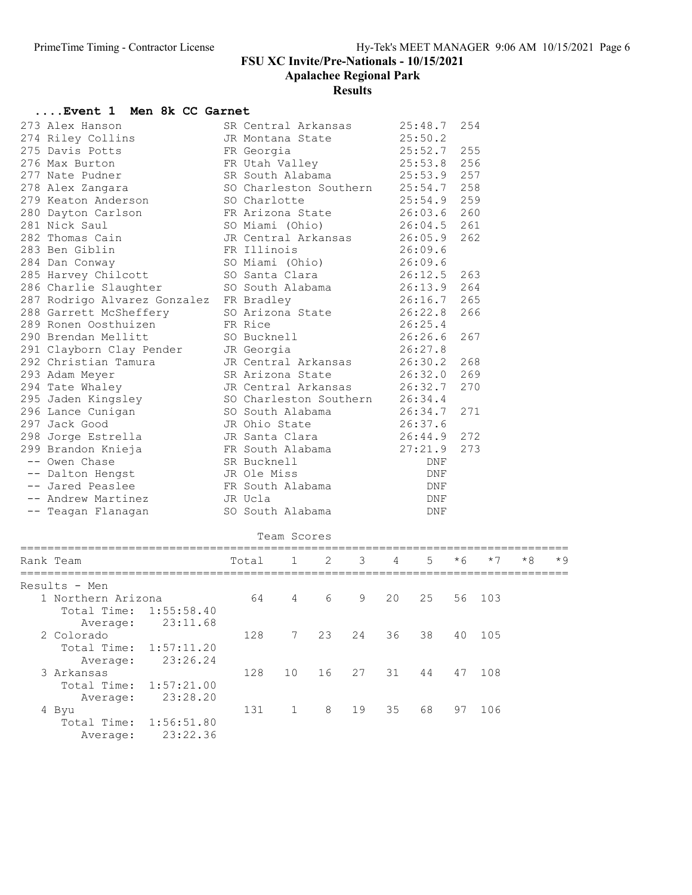# FSU XC Invite/Pre-Nationals - 10/15/2021

## Apalachee Regional Park

## Results

### ....Event 1 Men 8k CC Garnet

| Place | Name | Yr | School | Time | Points |
|---|---|---|---|---|---|
| 273 | Alex Hanson | SR | Central Arkansas | 25:48.7 | 254 |
| 274 | Riley Collins | JR | Montana State | 25:50.2 | |
| 275 | Davis Potts | FR | Georgia | 25:52.7 | 255 |
| 276 | Max Burton | FR | Utah Valley | 25:53.8 | 256 |
| 277 | Nate Pudner | SR | South Alabama | 25:53.9 | 257 |
| 278 | Alex Zangara | SO | Charleston Southern | 25:54.7 | 258 |
| 279 | Keaton Anderson | SO | Charlotte | 25:54.9 | 259 |
| 280 | Dayton Carlson | FR | Arizona State | 26:03.6 | 260 |
| 281 | Nick Saul | SO | Miami (Ohio) | 26:04.5 | 261 |
| 282 | Thomas Cain | JR | Central Arkansas | 26:05.9 | 262 |
| 283 | Ben Giblin | FR | Illinois | 26:09.6 | |
| 284 | Dan Conway | SO | Miami (Ohio) | 26:09.6 | |
| 285 | Harvey Chilcott | SO | Santa Clara | 26:12.5 | 263 |
| 286 | Charlie Slaughter | SO | South Alabama | 26:13.9 | 264 |
| 287 | Rodrigo Alvarez Gonzalez | FR | Bradley | 26:16.7 | 265 |
| 288 | Garrett McSheffery | SO | Arizona State | 26:22.8 | 266 |
| 289 | Ronen Oosthuizen | FR | Rice | 26:25.4 | |
| 290 | Brendan Mellitt | SO | Bucknell | 26:26.6 | 267 |
| 291 | Clayborn Clay Pender | JR | Georgia | 26:27.8 | |
| 292 | Christian Tamura | JR | Central Arkansas | 26:30.2 | 268 |
| 293 | Adam Meyer | SR | Arizona State | 26:32.0 | 269 |
| 294 | Tate Whaley | JR | Central Arkansas | 26:32.7 | 270 |
| 295 | Jaden Kingsley | SO | Charleston Southern | 26:34.4 | |
| 296 | Lance Cunigan | SO | South Alabama | 26:34.7 | 271 |
| 297 | Jack Good | JR | Ohio State | 26:37.6 | |
| 298 | Jorge Estrella | JR | Santa Clara | 26:44.9 | 272 |
| 299 | Brandon Knieja | FR | South Alabama | 27:21.9 | 273 |
| -- | Owen Chase | SR | Bucknell | DNF | |
| -- | Dalton Hengst | JR | Ole Miss | DNF | |
| -- | Jared Peaslee | FR | South Alabama | DNF | |
| -- | Andrew Martinez | JR | Ucla | DNF | |
| -- | Teagan Flanagan | SO | South Alabama | DNF | |

### Team Scores

| Rank | Team | Total | 1 | 2 | 3 | 4 | 5 | *6 | *7 | *8 | *9 |
|---|---|---|---|---|---|---|---|---|---|---|---|
| | **Results - Men** | | | | | | | | | | |
| 1 | Northern Arizona | 64 | 4 | 6 | 9 | 20 | 25 | 56 | 103 | | |
| | Total Time: 1:55:58.40 | | | | | | | | | | |
| | Average: 23:11.68 | | | | | | | | | | |
| 2 | Colorado | 128 | 7 | 23 | 24 | 36 | 38 | 40 | 105 | | |
| | Total Time: 1:57:11.20 | | | | | | | | | | |
| | Average: 23:26.24 | | | | | | | | | | |
| 3 | Arkansas | 128 | 10 | 16 | 27 | 31 | 44 | 47 | 108 | | |
| | Total Time: 1:57:21.00 | | | | | | | | | | |
| | Average: 23:28.20 | | | | | | | | | | |
| 4 | Byu | 131 | 1 | 8 | 19 | 35 | 68 | 97 | 106 | | |
| | Total Time: 1:56:51.80 | | | | | | | | | | |
| | Average: 23:22.36 | | | | | | | | | | |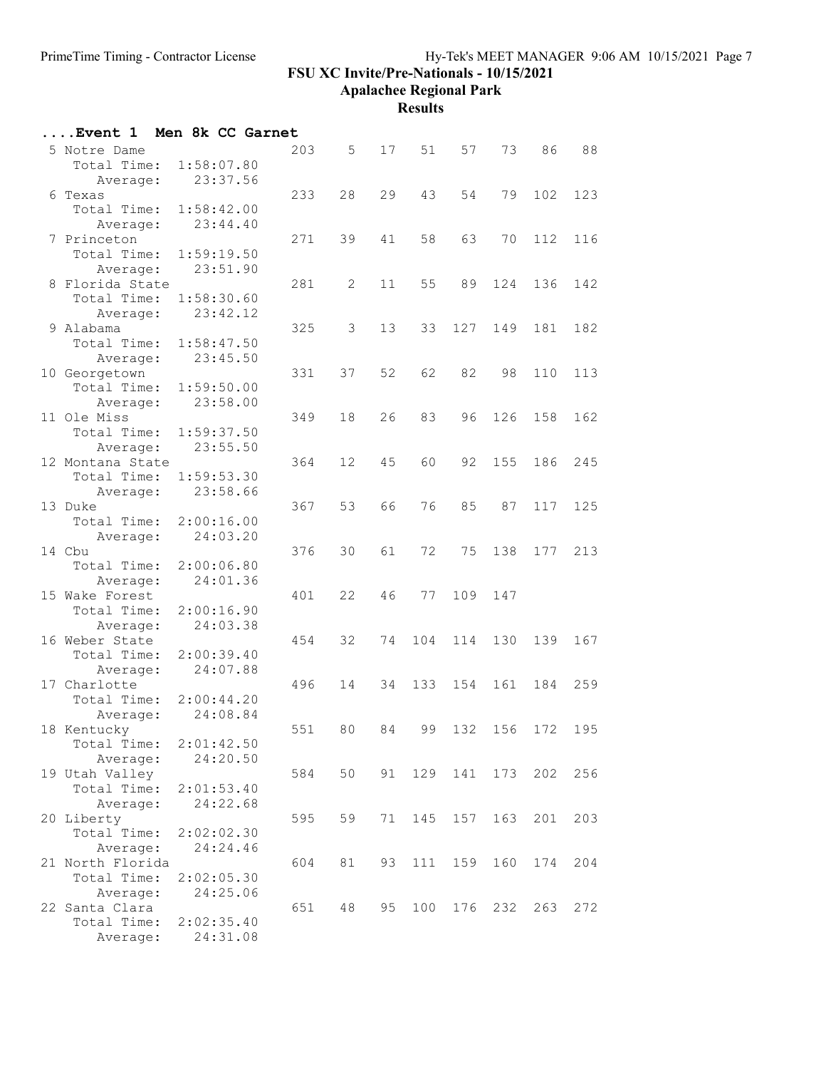# FSU XC Invite/Pre-Nationals - 10/15/2021

## Apalachee Regional Park

### Results

#### ....Event 1 Men 8k CC Garnet

| Place | Team | Total Time | Average | Score | 1 | 2 | 3 | 4 | 5 | 6 | 7 |
|---|---|---|---|---|---|---|---|---|---|---|---|
| 5 | Notre Dame | 1:58:07.80 | 23:37.56 | 203 | 5 | 17 | 51 | 57 | 73 | 86 | 88 |
| 6 | Texas | 1:58:42.00 | 23:44.40 | 233 | 28 | 29 | 43 | 54 | 79 | 102 | 123 |
| 7 | Princeton | 1:59:19.50 | 23:51.90 | 271 | 39 | 41 | 58 | 63 | 70 | 112 | 116 |
| 8 | Florida State | 1:58:30.60 | 23:42.12 | 281 | 2 | 11 | 55 | 89 | 124 | 136 | 142 |
| 9 | Alabama | 1:58:47.50 | 23:45.50 | 325 | 3 | 13 | 33 | 127 | 149 | 181 | 182 |
| 10 | Georgetown | 1:59:50.00 | 23:58.00 | 331 | 37 | 52 | 62 | 82 | 98 | 110 | 113 |
| 11 | Ole Miss | 1:59:37.50 | 23:55.50 | 349 | 18 | 26 | 83 | 96 | 126 | 158 | 162 |
| 12 | Montana State | 1:59:53.30 | 23:58.66 | 364 | 12 | 45 | 60 | 92 | 155 | 186 | 245 |
| 13 | Duke | 2:00:16.00 | 24:03.20 | 367 | 53 | 66 | 76 | 85 | 87 | 117 | 125 |
| 14 | Cbu | 2:00:06.80 | 24:01.36 | 376 | 30 | 61 | 72 | 75 | 138 | 177 | 213 |
| 15 | Wake Forest | 2:00:16.90 | 24:03.38 | 401 | 22 | 46 | 77 | 109 | 147 | | |
| 16 | Weber State | 2:00:39.40 | 24:07.88 | 454 | 32 | 74 | 104 | 114 | 130 | 139 | 167 |
| 17 | Charlotte | 2:00:44.20 | 24:08.84 | 496 | 14 | 34 | 133 | 154 | 161 | 184 | 259 |
| 18 | Kentucky | 2:01:42.50 | 24:20.50 | 551 | 80 | 84 | 99 | 132 | 156 | 172 | 195 |
| 19 | Utah Valley | 2:01:53.40 | 24:22.68 | 584 | 50 | 91 | 129 | 141 | 173 | 202 | 256 |
| 20 | Liberty | 2:02:02.30 | 24:24.46 | 595 | 59 | 71 | 145 | 157 | 163 | 201 | 203 |
| 21 | North Florida | 2:02:05.30 | 24:25.06 | 604 | 81 | 93 | 111 | 159 | 160 | 174 | 204 |
| 22 | Santa Clara | 2:02:35.40 | 24:31.08 | 651 | 48 | 95 | 100 | 176 | 232 | 263 | 272 |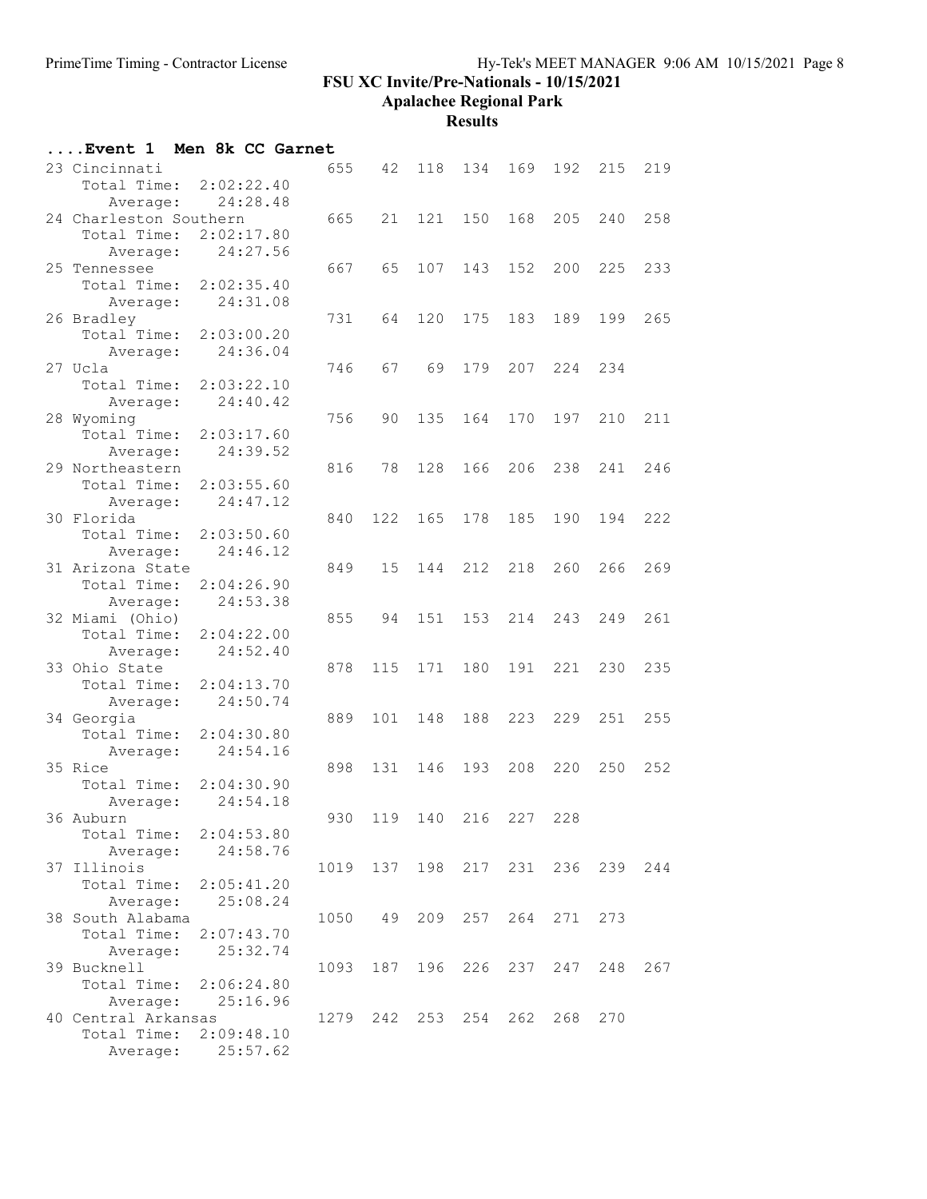## ....Event 1 Men 8k CC Garnet

| | | | | | | | | | |
|---|---|---|---|---|---|---|---|---|---|
| 23 Cincinnati | | 655 | 42 | 118 | 134 | 169 | 192 | 215 | 219 |
| Total Time: | 2:02:22.40 | | | | | | | | |
| Average: | 24:28.48 | | | | | | | | |
| 24 Charleston Southern | | 665 | 21 | 121 | 150 | 168 | 205 | 240 | 258 |
| Total Time: | 2:02:17.80 | | | | | | | | |
| Average: | 24:27.56 | | | | | | | | |
| 25 Tennessee | | 667 | 65 | 107 | 143 | 152 | 200 | 225 | 233 |
| Total Time: | 2:02:35.40 | | | | | | | | |
| Average: | 24:31.08 | | | | | | | | |
| 26 Bradley | | 731 | 64 | 120 | 175 | 183 | 189 | 199 | 265 |
| Total Time: | 2:03:00.20 | | | | | | | | |
| Average: | 24:36.04 | | | | | | | | |
| 27 Ucla | | 746 | 67 | 69 | 179 | 207 | 224 | 234 | |
| Total Time: | 2:03:22.10 | | | | | | | | |
| Average: | 24:40.42 | | | | | | | | |
| 28 Wyoming | | 756 | 90 | 135 | 164 | 170 | 197 | 210 | 211 |
| Total Time: | 2:03:17.60 | | | | | | | | |
| Average: | 24:39.52 | | | | | | | | |
| 29 Northeastern | | 816 | 78 | 128 | 166 | 206 | 238 | 241 | 246 |
| Total Time: | 2:03:55.60 | | | | | | | | |
| Average: | 24:47.12 | | | | | | | | |
| 30 Florida | | 840 | 122 | 165 | 178 | 185 | 190 | 194 | 222 |
| Total Time: | 2:03:50.60 | | | | | | | | |
| Average: | 24:46.12 | | | | | | | | |
| 31 Arizona State | | 849 | 15 | 144 | 212 | 218 | 260 | 266 | 269 |
| Total Time: | 2:04:26.90 | | | | | | | | |
| Average: | 24:53.38 | | | | | | | | |
| 32 Miami (Ohio) | | 855 | 94 | 151 | 153 | 214 | 243 | 249 | 261 |
| Total Time: | 2:04:22.00 | | | | | | | | |
| Average: | 24:52.40 | | | | | | | | |
| 33 Ohio State | | 878 | 115 | 171 | 180 | 191 | 221 | 230 | 235 |
| Total Time: | 2:04:13.70 | | | | | | | | |
| Average: | 24:50.74 | | | | | | | | |
| 34 Georgia | | 889 | 101 | 148 | 188 | 223 | 229 | 251 | 255 |
| Total Time: | 2:04:30.80 | | | | | | | | |
| Average: | 24:54.16 | | | | | | | | |
| 35 Rice | | 898 | 131 | 146 | 193 | 208 | 220 | 250 | 252 |
| Total Time: | 2:04:30.90 | | | | | | | | |
| Average: | 24:54.18 | | | | | | | | |
| 36 Auburn | | 930 | 119 | 140 | 216 | 227 | 228 | | |
| Total Time: | 2:04:53.80 | | | | | | | | |
| Average: | 24:58.76 | | | | | | | | |
| 37 Illinois | | 1019 | 137 | 198 | 217 | 231 | 236 | 239 | 244 |
| Total Time: | 2:05:41.20 | | | | | | | | |
| Average: | 25:08.24 | | | | | | | | |
| 38 South Alabama | | 1050 | 49 | 209 | 257 | 264 | 271 | 273 | |
| Total Time: | 2:07:43.70 | | | | | | | | |
| Average: | 25:32.74 | | | | | | | | |
| 39 Bucknell | | 1093 | 187 | 196 | 226 | 237 | 247 | 248 | 267 |
| Total Time: | 2:06:24.80 | | | | | | | | |
| Average: | 25:16.96 | | | | | | | | |
| 40 Central Arkansas | | 1279 | 242 | 253 | 254 | 262 | 268 | 270 | |
| Total Time: | 2:09:48.10 | | | | | | | | |
| Average: | 25:57.62 | | | | | | | | |